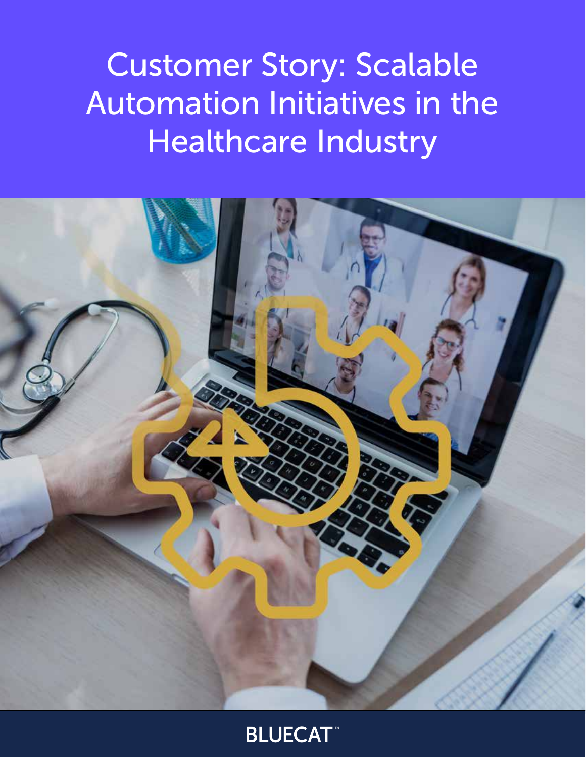# Customer Story: Scalable Automation Initiatives in the Healthcare Industry

BLUECAT™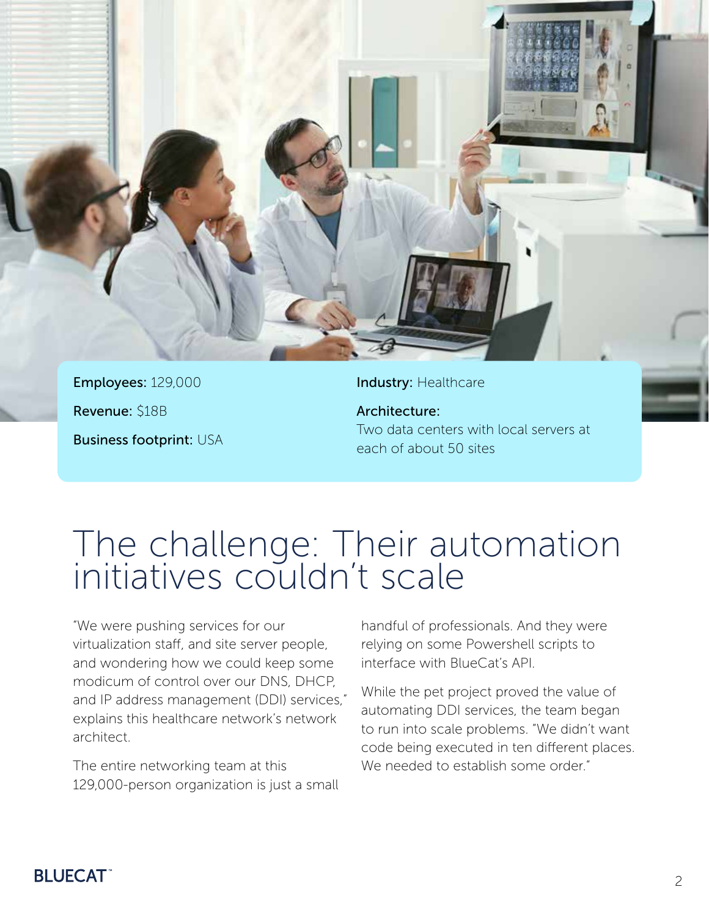**Employees:** 129,000

**Revenue:** $18B

**Business footprint:** USA

**Industry:** Healthcare

**Architecture:**
Two data centers with local servers at each of about 50 sites

# The challenge: Their automation initiatives couldn't scale

"We were pushing services for our virtualization staff, and site server people, and wondering how we could keep some modicum of control over our DNS, DHCP, and IP address management (DDI) services," explains this healthcare network's network architect.

The entire networking team at this 129,000-person organization is just a small handful of professionals. And they were relying on some Powershell scripts to interface with BlueCat's API.

While the pet project proved the value of automating DDI services, the team began to run into scale problems. "We didn't want code being executed in ten different places. We needed to establish some order."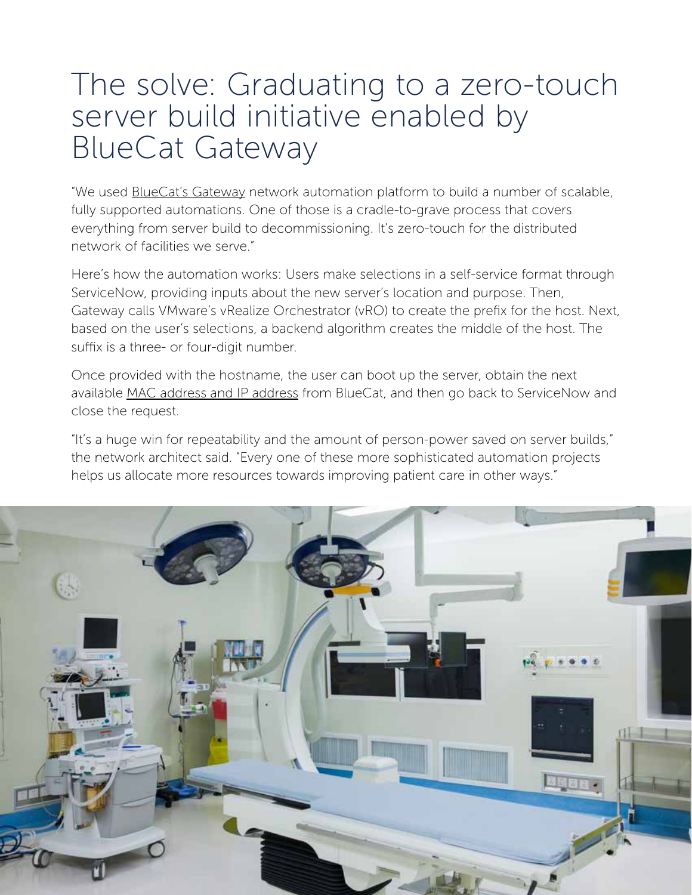# The solve: Graduating to a zero-touch server build initiative enabled by BlueCat Gateway

"We used BlueCat's Gateway network automation platform to build a number of scalable, fully supported automations. One of those is a cradle-to-grave process that covers everything from server build to decommissioning. It's zero-touch for the distributed network of facilities we serve."

Here's how the automation works: Users make selections in a self-service format through ServiceNow, providing inputs about the new server's location and purpose. Then, Gateway calls VMware's vRealize Orchestrator (vRO) to create the prefix for the host. Next, based on the user's selections, a backend algorithm creates the middle of the host. The suffix is a three- or four-digit number.

Once provided with the hostname, the user can boot up the server, obtain the next available MAC address and IP address from BlueCat, and then go back to ServiceNow and close the request.

"It's a huge win for repeatability and the amount of person-power saved on server builds," the network architect said. "Every one of these more sophisticated automation projects helps us allocate more resources towards improving patient care in other ways."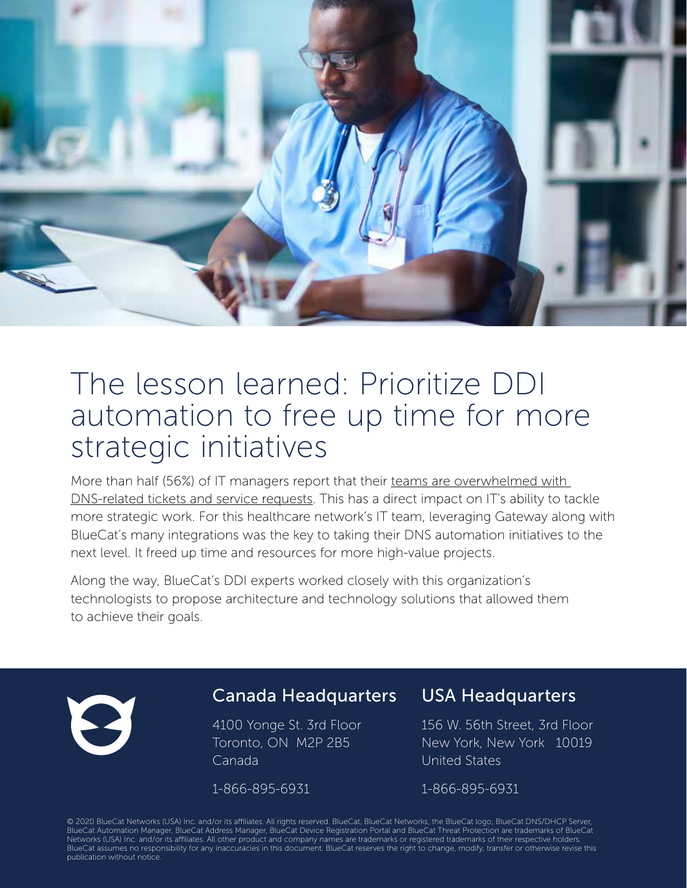# The lesson learned: Prioritize DDI automation to free up time for more strategic initiatives

More than half (56%) of IT managers report that their teams are overwhelmed with DNS-related tickets and service requests. This has a direct impact on IT's ability to tackle more strategic work. For this healthcare network's IT team, leveraging Gateway along with BlueCat's many integrations was the key to taking their DNS automation initiatives to the next level. It freed up time and resources for more high-value projects.

Along the way, BlueCat's DDI experts worked closely with this organization's technologists to propose architecture and technology solutions that allowed them to achieve their goals.

## Canada Headquarters

4100 Yonge St. 3rd Floor
Toronto, ON M2P 2B5
Canada

1-866-895-6931

## USA Headquarters

156 W. 56th Street, 3rd Floor
New York, New York 10019
United States

1-866-895-6931

© 2020 BlueCat Networks (USA) Inc. and/or its affiliates. All rights reserved. BlueCat, BlueCat Networks, the BlueCat logo, BlueCat DNS/DHCP Server, BlueCat Automation Manager, BlueCat Address Manager, BlueCat Device Registration Portal and BlueCat Threat Protection are trademarks of BlueCat Networks (USA) Inc. and/or its affiliates. All other product and company names are trademarks or registered trademarks of their respective holders. BlueCat assumes no responsibility for any inaccuracies in this document. BlueCat reserves the right to change, modify, transfer or otherwise revise this publication without notice.